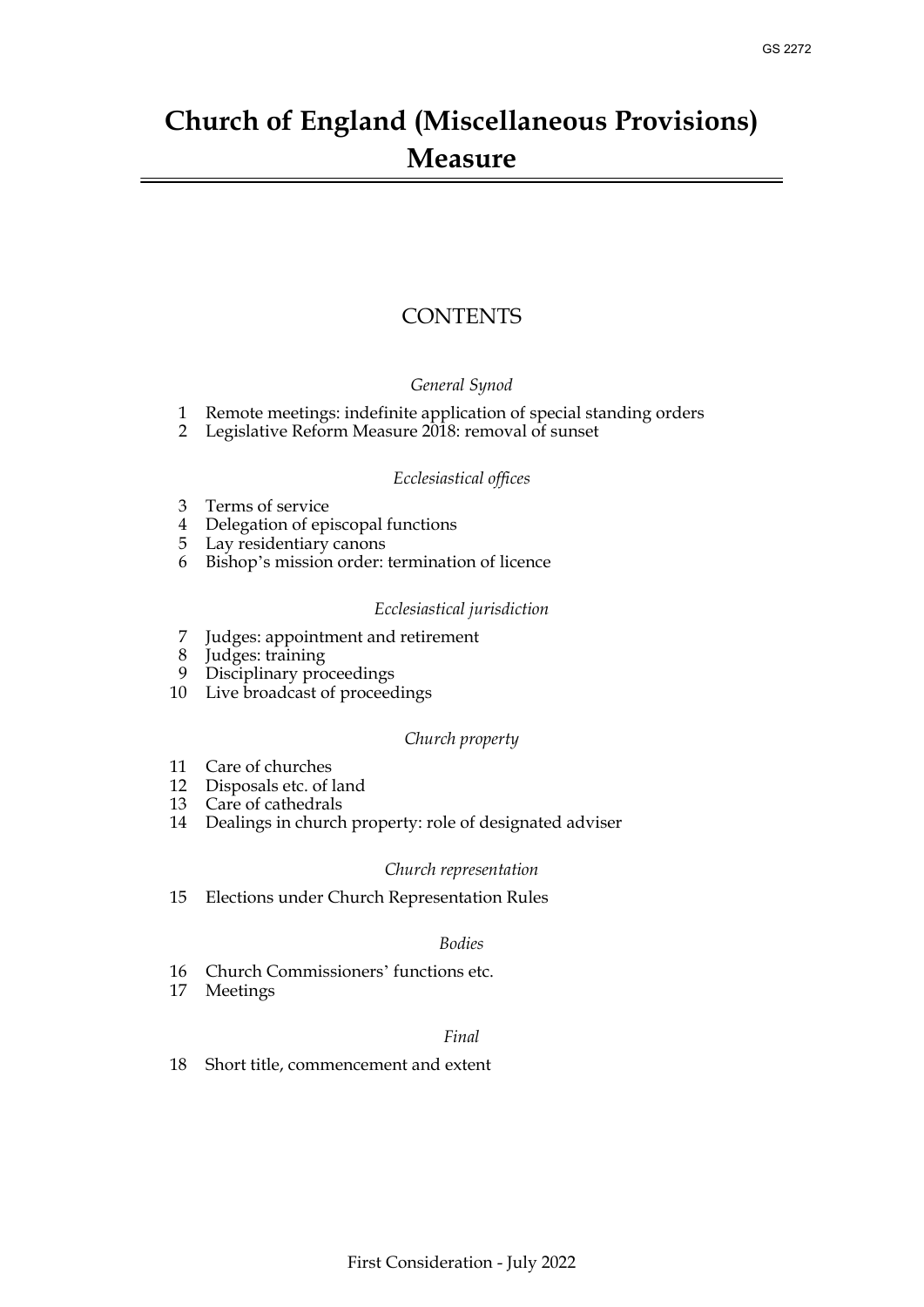GS 2272

# Church of England (Miscellaneous Provisions) Measure

## CONTENTS

*General Synod*

1 Remote meetings: indefinite application of special standing orders
2 Legislative Reform Measure 2018: removal of sunset

*Ecclesiastical offices*

3 Terms of service
4 Delegation of episcopal functions
5 Lay residentiary canons
6 Bishop's mission order: termination of licence

*Ecclesiastical jurisdiction*

7 Judges: appointment and retirement
8 Judges: training
9 Disciplinary proceedings
10 Live broadcast of proceedings

*Church property*

11 Care of churches
12 Disposals etc. of land
13 Care of cathedrals
14 Dealings in church property: role of designated adviser

*Church representation*

15 Elections under Church Representation Rules

*Bodies*

16 Church Commissioners' functions etc.
17 Meetings

*Final*

18 Short title, commencement and extent

First Consideration - July 2022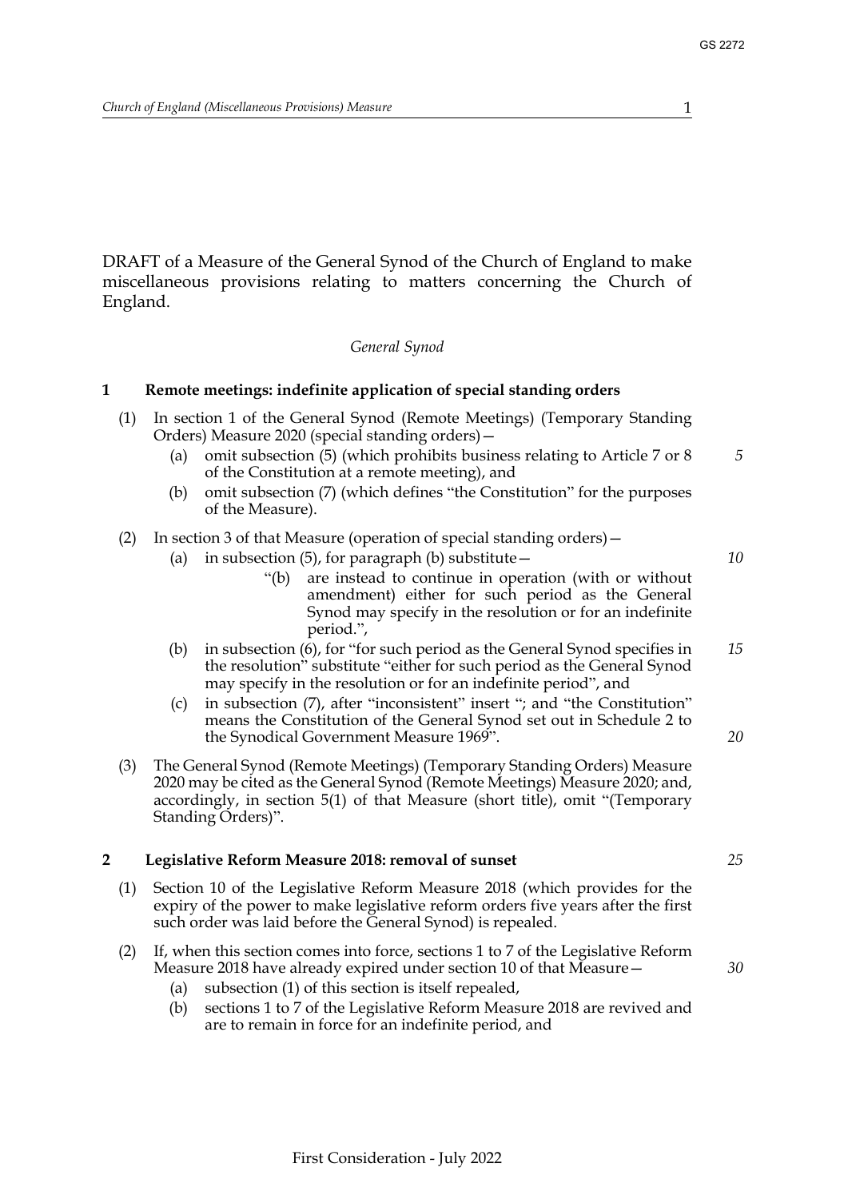DRAFT of a Measure of the General Synod of the Church of England to make miscellaneous provisions relating to matters concerning the Church of England.

*General Synod*

**1 Remote meetings: indefinite application of special standing orders**

(1) In section 1 of the General Synod (Remote Meetings) (Temporary Standing Orders) Measure 2020 (special standing orders)—

- (a) omit subsection (5) (which prohibits business relating to Article 7 or 8 of the Constitution at a remote meeting), and
- (b) omit subsection (7) (which defines "the Constitution" for the purposes of the Measure).

(2) In section 3 of that Measure (operation of special standing orders)—

- (a) in subsection (5), for paragraph (b) substitute—
  - "(b) are instead to continue in operation (with or without amendment) either for such period as the General Synod may specify in the resolution or for an indefinite period.",
- (b) in subsection (6), for "for such period as the General Synod specifies in the resolution" substitute "either for such period as the General Synod may specify in the resolution or for an indefinite period", and
- (c) in subsection (7), after "inconsistent" insert "; and "the Constitution" means the Constitution of the General Synod set out in Schedule 2 to the Synodical Government Measure 1969".

(3) The General Synod (Remote Meetings) (Temporary Standing Orders) Measure 2020 may be cited as the General Synod (Remote Meetings) Measure 2020; and, accordingly, in section 5(1) of that Measure (short title), omit "(Temporary Standing Orders)".

**2 Legislative Reform Measure 2018: removal of sunset**

(1) Section 10 of the Legislative Reform Measure 2018 (which provides for the expiry of the power to make legislative reform orders five years after the first such order was laid before the General Synod) is repealed.

(2) If, when this section comes into force, sections 1 to 7 of the Legislative Reform Measure 2018 have already expired under section 10 of that Measure—

- (a) subsection (1) of this section is itself repealed,
- (b) sections 1 to 7 of the Legislative Reform Measure 2018 are revived and are to remain in force for an indefinite period, and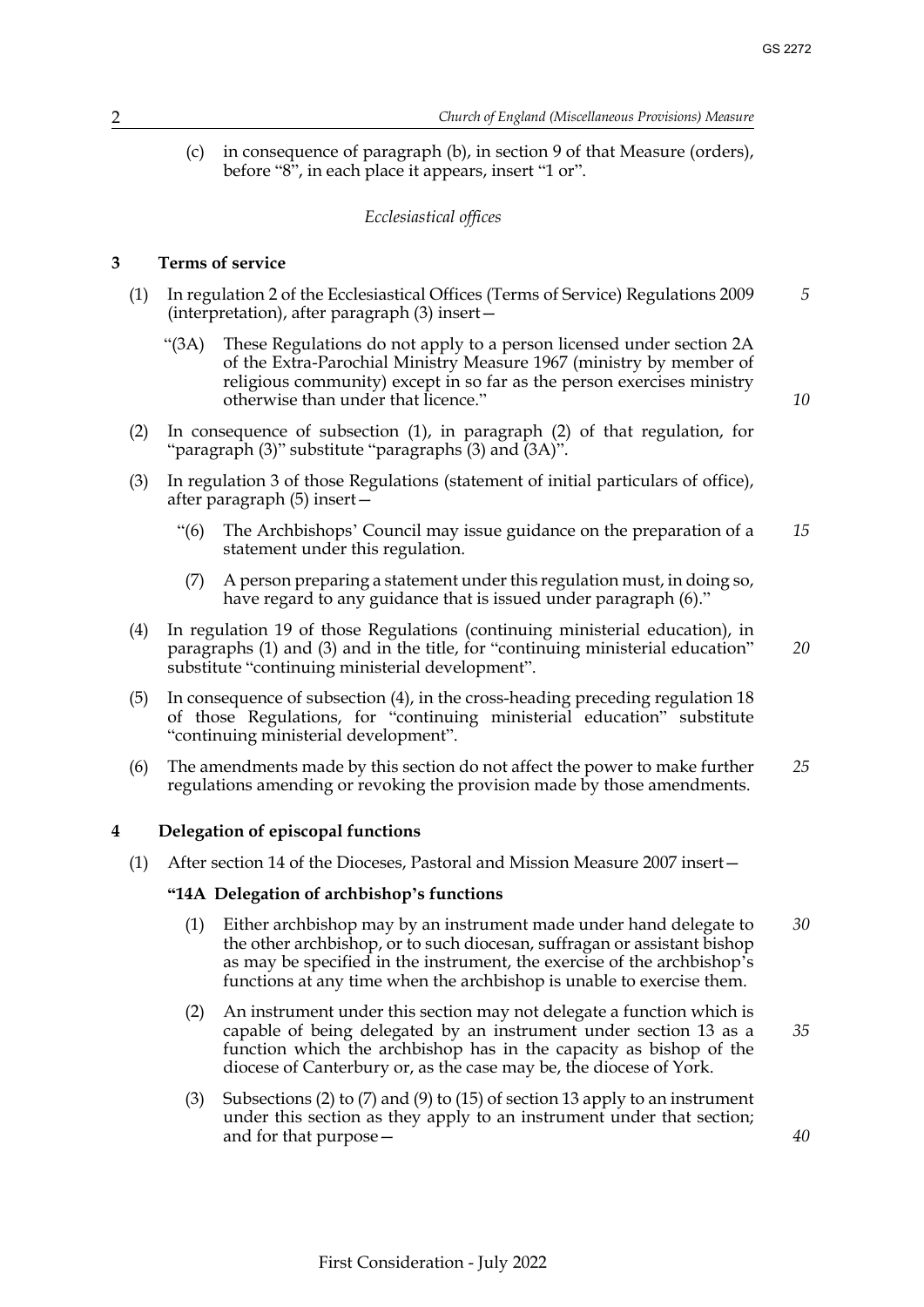(c) in consequence of paragraph (b), in section 9 of that Measure (orders), before "8", in each place it appears, insert "1 or".

*Ecclesiastical offices*

**3 Terms of service**

(1) In regulation 2 of the Ecclesiastical Offices (Terms of Service) Regulations 2009 (interpretation), after paragraph (3) insert—

"(3A) These Regulations do not apply to a person licensed under section 2A of the Extra-Parochial Ministry Measure 1967 (ministry by member of religious community) except in so far as the person exercises ministry otherwise than under that licence."

(2) In consequence of subsection (1), in paragraph (2) of that regulation, for "paragraph (3)" substitute "paragraphs (3) and (3A)".

(3) In regulation 3 of those Regulations (statement of initial particulars of office), after paragraph (5) insert—

"(6) The Archbishops' Council may issue guidance on the preparation of a statement under this regulation.

(7) A person preparing a statement under this regulation must, in doing so, have regard to any guidance that is issued under paragraph (6)."

(4) In regulation 19 of those Regulations (continuing ministerial education), in paragraphs (1) and (3) and in the title, for "continuing ministerial education" substitute "continuing ministerial development".

(5) In consequence of subsection (4), in the cross-heading preceding regulation 18 of those Regulations, for "continuing ministerial education" substitute "continuing ministerial development".

(6) The amendments made by this section do not affect the power to make further regulations amending or revoking the provision made by those amendments.

**4 Delegation of episcopal functions**

(1) After section 14 of the Dioceses, Pastoral and Mission Measure 2007 insert—

**"14A Delegation of archbishop's functions**

(1) Either archbishop may by an instrument made under hand delegate to the other archbishop, or to such diocesan, suffragan or assistant bishop as may be specified in the instrument, the exercise of the archbishop's functions at any time when the archbishop is unable to exercise them.

(2) An instrument under this section may not delegate a function which is capable of being delegated by an instrument under section 13 as a function which the archbishop has in the capacity as bishop of the diocese of Canterbury or, as the case may be, the diocese of York.

(3) Subsections (2) to (7) and (9) to (15) of section 13 apply to an instrument under this section as they apply to an instrument under that section; and for that purpose—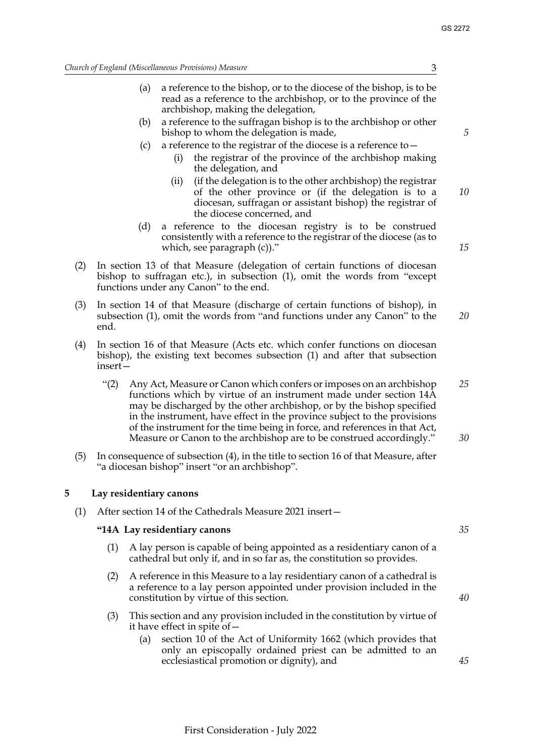(a) a reference to the bishop, or to the diocese of the bishop, is to be read as a reference to the archbishop, or to the province of the archbishop, making the delegation,

(b) a reference to the suffragan bishop is to the archbishop or other bishop to whom the delegation is made,

(c) a reference to the registrar of the diocese is a reference to—

(i) the registrar of the province of the archbishop making the delegation, and

(ii) (if the delegation is to the other archbishop) the registrar of the other province or (if the delegation is to a diocesan, suffragan or assistant bishop) the registrar of the diocese concerned, and

(d) a reference to the diocesan registry is to be construed consistently with a reference to the registrar of the diocese (as to which, see paragraph (c))."

(2) In section 13 of that Measure (delegation of certain functions of diocesan bishop to suffragan etc.), in subsection (1), omit the words from "except functions under any Canon" to the end.

(3) In section 14 of that Measure (discharge of certain functions of bishop), in subsection (1), omit the words from "and functions under any Canon" to the end.

(4) In section 16 of that Measure (Acts etc. which confer functions on diocesan bishop), the existing text becomes subsection (1) and after that subsection insert—

"(2) Any Act, Measure or Canon which confers or imposes on an archbishop functions which by virtue of an instrument made under section 14A may be discharged by the other archbishop, or by the bishop specified in the instrument, have effect in the province subject to the provisions of the instrument for the time being in force, and references in that Act, Measure or Canon to the archbishop are to be construed accordingly."

(5) In consequence of subsection (4), in the title to section 16 of that Measure, after "a diocesan bishop" insert "or an archbishop".

## 5 Lay residentiary canons

(1) After section 14 of the Cathedrals Measure 2021 insert—

**"14A Lay residentiary canons**

(1) A lay person is capable of being appointed as a residentiary canon of a cathedral but only if, and in so far as, the constitution so provides.

(2) A reference in this Measure to a lay residentiary canon of a cathedral is a reference to a lay person appointed under provision included in the constitution by virtue of this section.

(3) This section and any provision included in the constitution by virtue of it have effect in spite of—

(a) section 10 of the Act of Uniformity 1662 (which provides that only an episcopally ordained priest can be admitted to an ecclesiastical promotion or dignity), and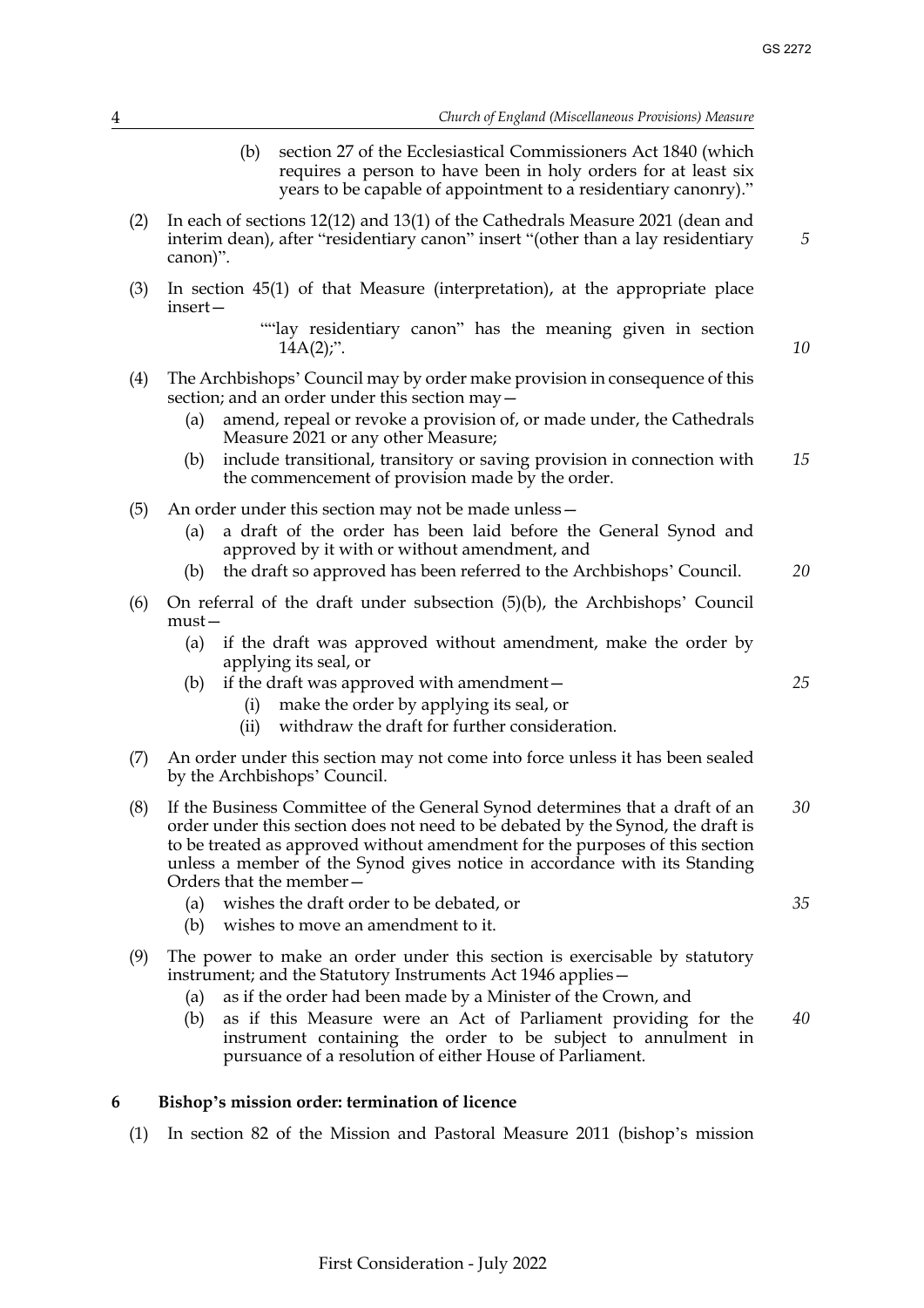(b) section 27 of the Ecclesiastical Commissioners Act 1840 (which requires a person to have been in holy orders for at least six years to be capable of appointment to a residentiary canonry)."

(2) In each of sections 12(12) and 13(1) of the Cathedrals Measure 2021 (dean and interim dean), after "residentiary canon" insert "(other than a lay residentiary canon)".

(3) In section 45(1) of that Measure (interpretation), at the appropriate place insert—

""lay residentiary canon" has the meaning given in section 14A(2);".

(4) The Archbishops' Council may by order make provision in consequence of this section; and an order under this section may—

(a) amend, repeal or revoke a provision of, or made under, the Cathedrals Measure 2021 or any other Measure;

(b) include transitional, transitory or saving provision in connection with the commencement of provision made by the order.

(5) An order under this section may not be made unless—

(a) a draft of the order has been laid before the General Synod and approved by it with or without amendment, and

(b) the draft so approved has been referred to the Archbishops' Council.

(6) On referral of the draft under subsection (5)(b), the Archbishops' Council must—

(a) if the draft was approved without amendment, make the order by applying its seal, or

(b) if the draft was approved with amendment—

(i) make the order by applying its seal, or

(ii) withdraw the draft for further consideration.

(7) An order under this section may not come into force unless it has been sealed by the Archbishops' Council.

(8) If the Business Committee of the General Synod determines that a draft of an order under this section does not need to be debated by the Synod, the draft is to be treated as approved without amendment for the purposes of this section unless a member of the Synod gives notice in accordance with its Standing Orders that the member—

(a) wishes the draft order to be debated, or

(b) wishes to move an amendment to it.

(9) The power to make an order under this section is exercisable by statutory instrument; and the Statutory Instruments Act 1946 applies—

(a) as if the order had been made by a Minister of the Crown, and

(b) as if this Measure were an Act of Parliament providing for the instrument containing the order to be subject to annulment in pursuance of a resolution of either House of Parliament.

## 6 Bishop's mission order: termination of licence

(1) In section 82 of the Mission and Pastoral Measure 2011 (bishop's mission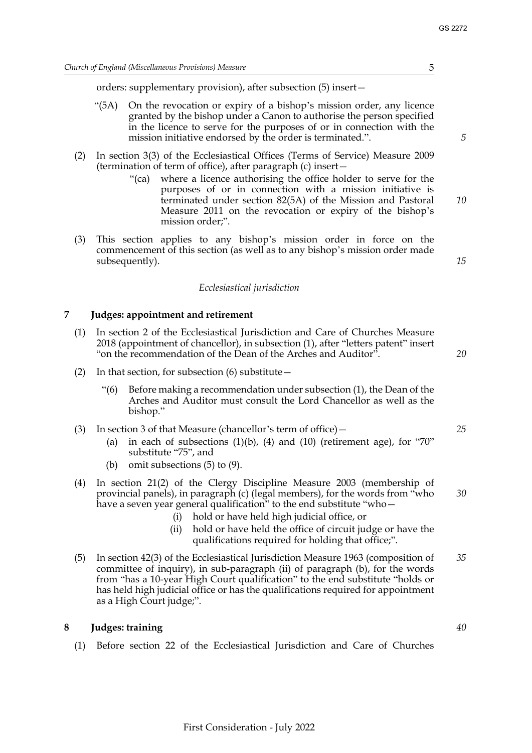orders: supplementary provision), after subsection (5) insert—

"(5A) On the revocation or expiry of a bishop's mission order, any licence granted by the bishop under a Canon to authorise the person specified in the licence to serve for the purposes of or in connection with the mission initiative endorsed by the order is terminated.".

(2) In section 3(3) of the Ecclesiastical Offices (Terms of Service) Measure 2009 (termination of term of office), after paragraph (c) insert—

"(ca) where a licence authorising the office holder to serve for the purposes of or in connection with a mission initiative is terminated under section 82(5A) of the Mission and Pastoral Measure 2011 on the revocation or expiry of the bishop's mission order;".

(3) This section applies to any bishop's mission order in force on the commencement of this section (as well as to any bishop's mission order made subsequently).

*Ecclesiastical jurisdiction*

### 7 Judges: appointment and retirement

(1) In section 2 of the Ecclesiastical Jurisdiction and Care of Churches Measure 2018 (appointment of chancellor), in subsection (1), after "letters patent" insert "on the recommendation of the Dean of the Arches and Auditor".

(2) In that section, for subsection (6) substitute—

"(6) Before making a recommendation under subsection (1), the Dean of the Arches and Auditor must consult the Lord Chancellor as well as the bishop."

(3) In section 3 of that Measure (chancellor's term of office)—

(a) in each of subsections (1)(b), (4) and (10) (retirement age), for "70" substitute "75", and

(b) omit subsections (5) to (9).

(4) In section 21(2) of the Clergy Discipline Measure 2003 (membership of provincial panels), in paragraph (c) (legal members), for the words from "who have a seven year general qualification" to the end substitute "who—

(i) hold or have held high judicial office, or

(ii) hold or have held the office of circuit judge or have the qualifications required for holding that office;".

(5) In section 42(3) of the Ecclesiastical Jurisdiction Measure 1963 (composition of committee of inquiry), in sub-paragraph (ii) of paragraph (b), for the words from "has a 10-year High Court qualification" to the end substitute "holds or has held high judicial office or has the qualifications required for appointment as a High Court judge;".

### 8 Judges: training

(1) Before section 22 of the Ecclesiastical Jurisdiction and Care of Churches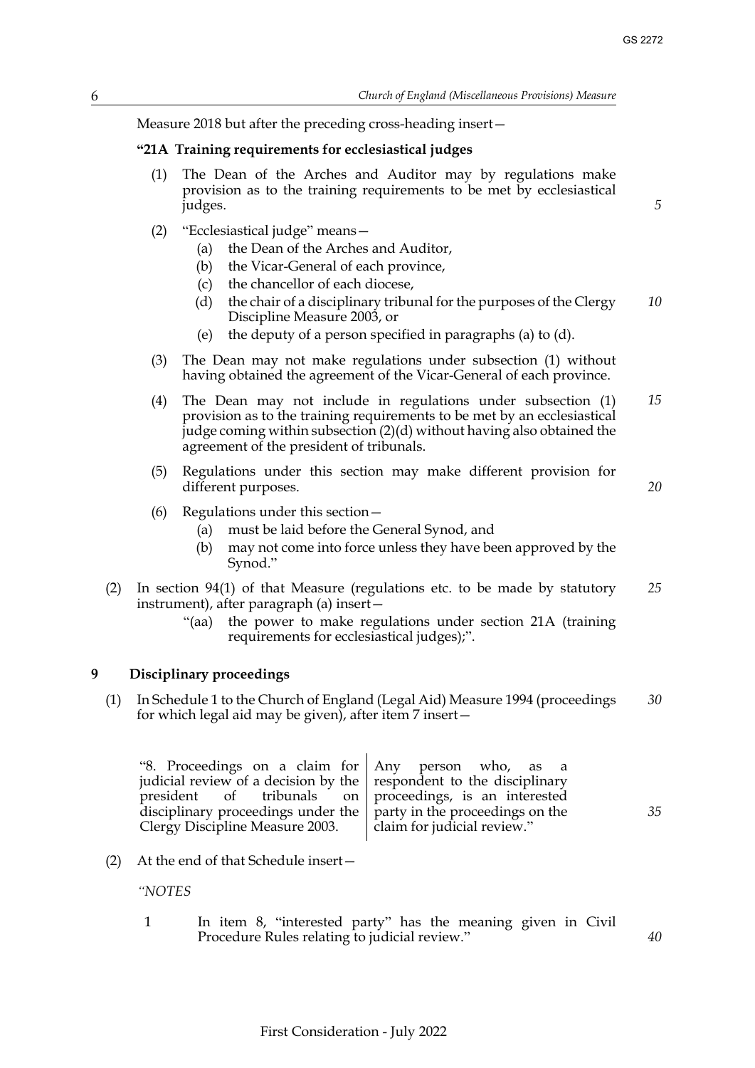Measure 2018 but after the preceding cross-heading insert—

**"21A Training requirements for ecclesiastical judges**

(1) The Dean of the Arches and Auditor may by regulations make provision as to the training requirements to be met by ecclesiastical judges.

(2) "Ecclesiastical judge" means—

(a) the Dean of the Arches and Auditor,

(b) the Vicar-General of each province,

(c) the chancellor of each diocese,

(d) the chair of a disciplinary tribunal for the purposes of the Clergy Discipline Measure 2003, or

(e) the deputy of a person specified in paragraphs (a) to (d).

(3) The Dean may not make regulations under subsection (1) without having obtained the agreement of the Vicar-General of each province.

(4) The Dean may not include in regulations under subsection (1) provision as to the training requirements to be met by an ecclesiastical judge coming within subsection (2)(d) without having also obtained the agreement of the president of tribunals.

(5) Regulations under this section may make different provision for different purposes.

(6) Regulations under this section—

(a) must be laid before the General Synod, and

(b) may not come into force unless they have been approved by the Synod."

(2) In section 94(1) of that Measure (regulations etc. to be made by statutory instrument), after paragraph (a) insert—

"(aa) the power to make regulations under section 21A (training requirements for ecclesiastical judges);".

**9 Disciplinary proceedings**

(1) In Schedule 1 to the Church of England (Legal Aid) Measure 1994 (proceedings for which legal aid may be given), after item 7 insert—

| | |
|---|---|
| "8. Proceedings on a claim for judicial review of a decision by the president of tribunals on disciplinary proceedings under the Clergy Discipline Measure 2003. | Any person who, as a respondent to the disciplinary proceedings, is an interested party in the proceedings on the claim for judicial review." |

(2) At the end of that Schedule insert—

*"NOTES*

1 In item 8, "interested party" has the meaning given in Civil Procedure Rules relating to judicial review."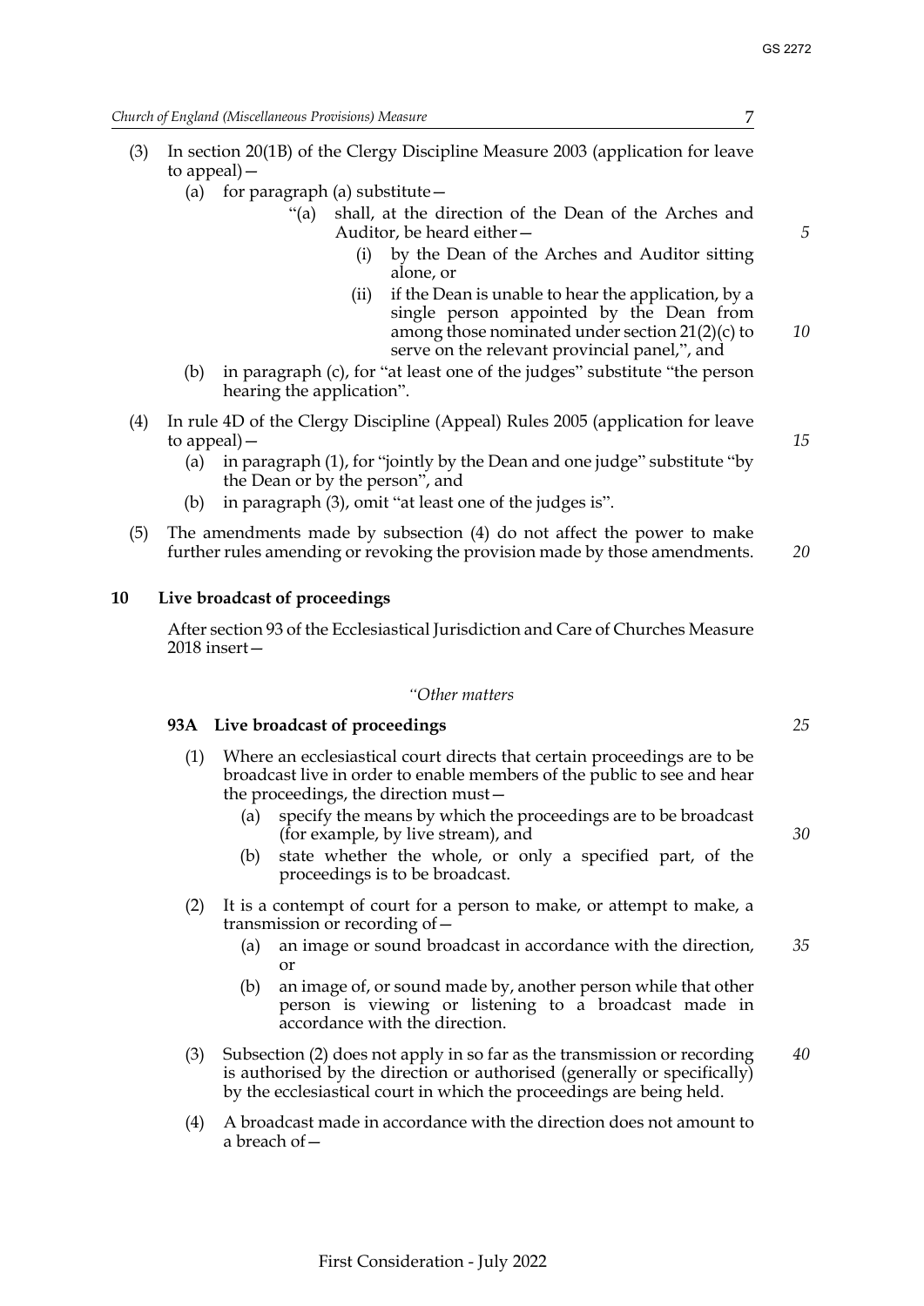(3) In section 20(1B) of the Clergy Discipline Measure 2003 (application for leave to appeal)—

(a) for paragraph (a) substitute—

"(a) shall, at the direction of the Dean of the Arches and Auditor, be heard either—

(i) by the Dean of the Arches and Auditor sitting alone, or

(ii) if the Dean is unable to hear the application, by a single person appointed by the Dean from among those nominated under section 21(2)(c) to serve on the relevant provincial panel,", and

(b) in paragraph (c), for "at least one of the judges" substitute "the person hearing the application".

(4) In rule 4D of the Clergy Discipline (Appeal) Rules 2005 (application for leave to appeal)—

(a) in paragraph (1), for "jointly by the Dean and one judge" substitute "by the Dean or by the person", and

(b) in paragraph (3), omit "at least one of the judges is".

(5) The amendments made by subsection (4) do not affect the power to make further rules amending or revoking the provision made by those amendments.

## 10 Live broadcast of proceedings

After section 93 of the Ecclesiastical Jurisdiction and Care of Churches Measure 2018 insert—

*"Other matters*

### 93A Live broadcast of proceedings

(1) Where an ecclesiastical court directs that certain proceedings are to be broadcast live in order to enable members of the public to see and hear the proceedings, the direction must—

(a) specify the means by which the proceedings are to be broadcast (for example, by live stream), and

(b) state whether the whole, or only a specified part, of the proceedings is to be broadcast.

(2) It is a contempt of court for a person to make, or attempt to make, a transmission or recording of—

(a) an image or sound broadcast in accordance with the direction, or

(b) an image of, or sound made by, another person while that other person is viewing or listening to a broadcast made in accordance with the direction.

(3) Subsection (2) does not apply in so far as the transmission or recording is authorised by the direction or authorised (generally or specifically) by the ecclesiastical court in which the proceedings are being held.

(4) A broadcast made in accordance with the direction does not amount to a breach of—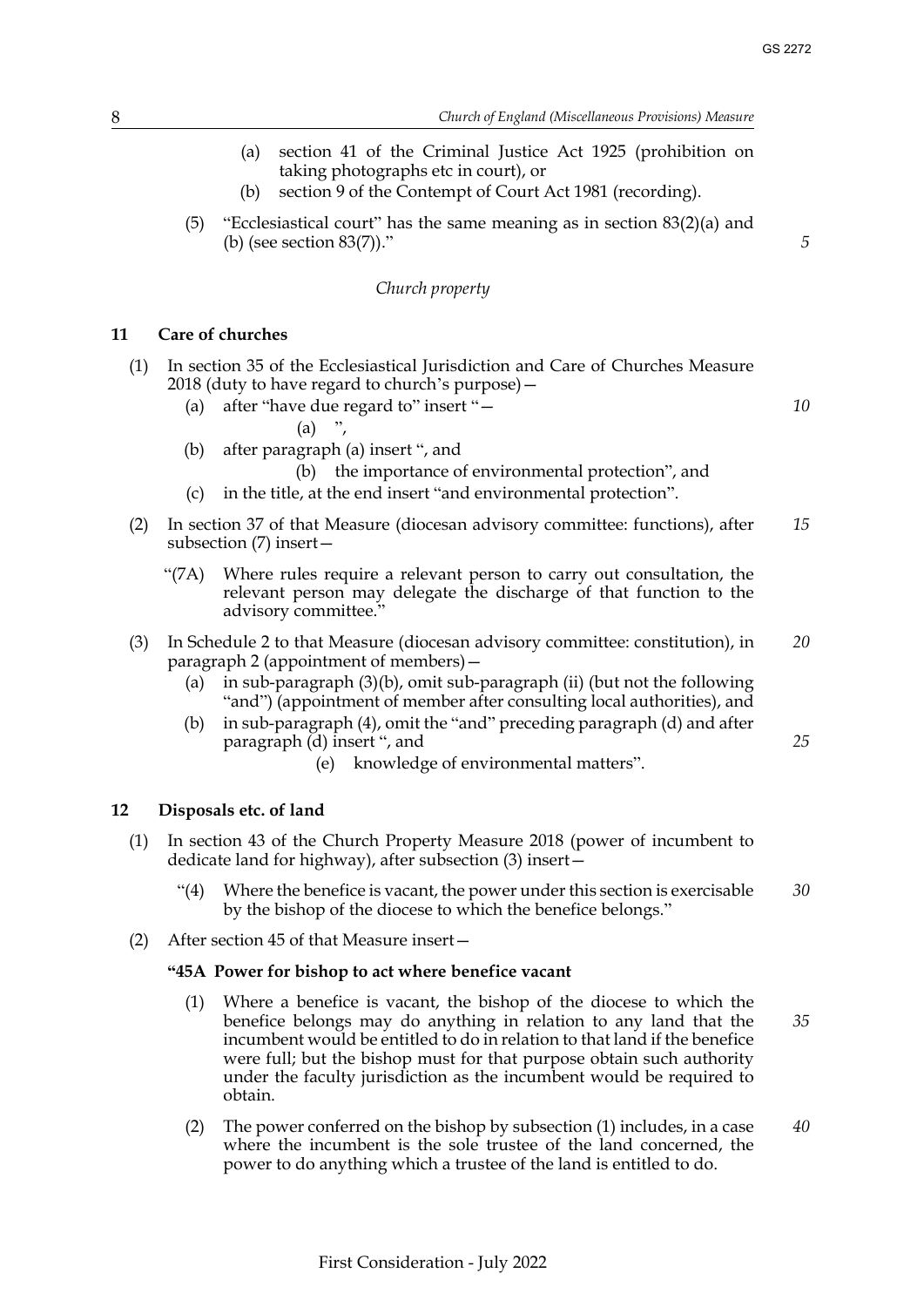(a) section 41 of the Criminal Justice Act 1925 (prohibition on taking photographs etc in court), or

(b) section 9 of the Contempt of Court Act 1981 (recording).

(5) "Ecclesiastical court" has the same meaning as in section 83(2)(a) and (b) (see section 83(7))."

*Church property*

### 11 Care of churches

(1) In section 35 of the Ecclesiastical Jurisdiction and Care of Churches Measure 2018 (duty to have regard to church's purpose)—

(a) after "have due regard to" insert "—

(a) ",

(b) after paragraph (a) insert ", and

(b) the importance of environmental protection", and

(c) in the title, at the end insert "and environmental protection".

(2) In section 37 of that Measure (diocesan advisory committee: functions), after subsection (7) insert—

"(7A) Where rules require a relevant person to carry out consultation, the relevant person may delegate the discharge of that function to the advisory committee."

(3) In Schedule 2 to that Measure (diocesan advisory committee: constitution), in paragraph 2 (appointment of members)—

(a) in sub-paragraph (3)(b), omit sub-paragraph (ii) (but not the following "and") (appointment of member after consulting local authorities), and

(b) in sub-paragraph (4), omit the "and" preceding paragraph (d) and after paragraph (d) insert ", and

(e) knowledge of environmental matters".

### 12 Disposals etc. of land

(1) In section 43 of the Church Property Measure 2018 (power of incumbent to dedicate land for highway), after subsection (3) insert—

"(4) Where the benefice is vacant, the power under this section is exercisable by the bishop of the diocese to which the benefice belongs."

(2) After section 45 of that Measure insert—

**"45A Power for bishop to act where benefice vacant**

(1) Where a benefice is vacant, the bishop of the diocese to which the benefice belongs may do anything in relation to any land that the incumbent would be entitled to do in relation to that land if the benefice were full; but the bishop must for that purpose obtain such authority under the faculty jurisdiction as the incumbent would be required to obtain.

(2) The power conferred on the bishop by subsection (1) includes, in a case where the incumbent is the sole trustee of the land concerned, the power to do anything which a trustee of the land is entitled to do.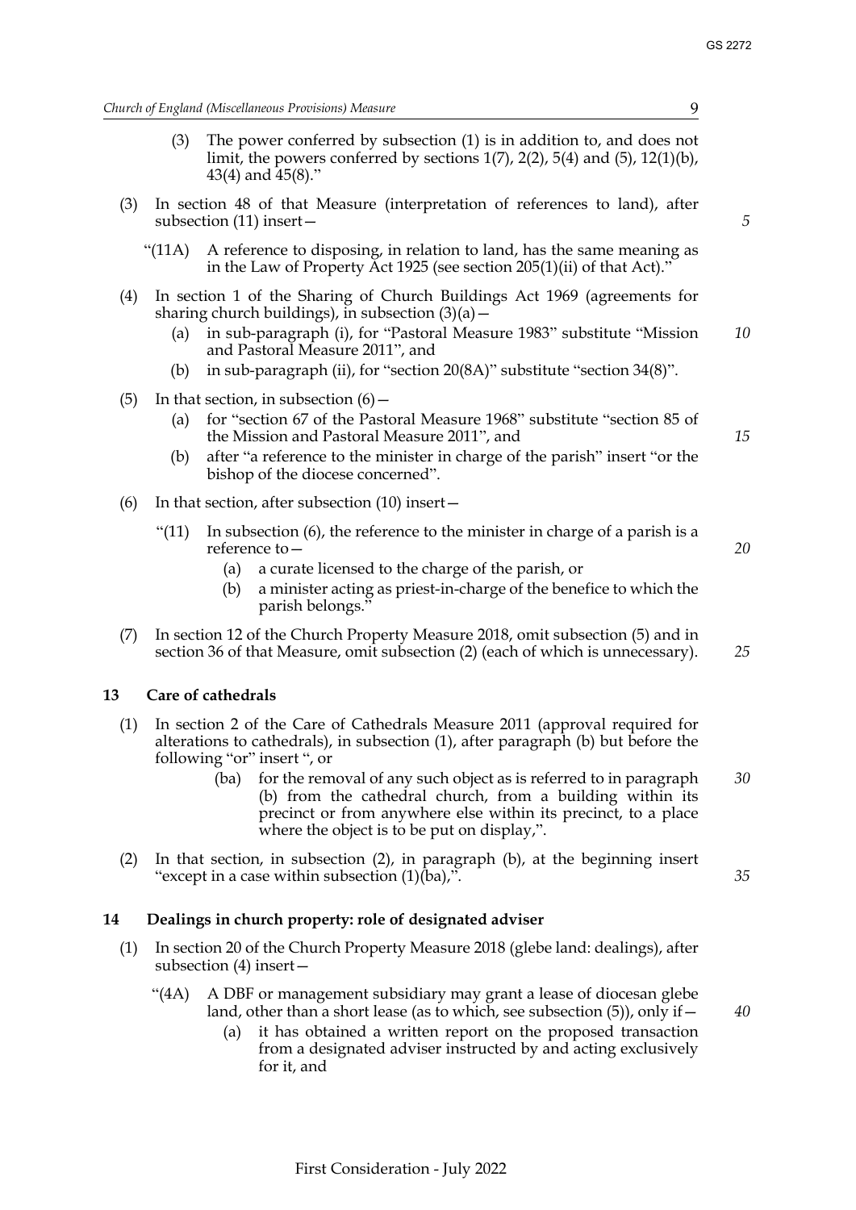(3) The power conferred by subsection (1) is in addition to, and does not limit, the powers conferred by sections 1(7), 2(2), 5(4) and (5), 12(1)(b), 43(4) and 45(8)."

(3) In section 48 of that Measure (interpretation of references to land), after subsection (11) insert—

"(11A) A reference to disposing, in relation to land, has the same meaning as in the Law of Property Act 1925 (see section 205(1)(ii) of that Act)."

(4) In section 1 of the Sharing of Church Buildings Act 1969 (agreements for sharing church buildings), in subsection (3)(a)—

(a) in sub-paragraph (i), for "Pastoral Measure 1983" substitute "Mission and Pastoral Measure 2011", and

(b) in sub-paragraph (ii), for "section 20(8A)" substitute "section 34(8)".

(5) In that section, in subsection (6)—

(a) for "section 67 of the Pastoral Measure 1968" substitute "section 85 of the Mission and Pastoral Measure 2011", and

(b) after "a reference to the minister in charge of the parish" insert "or the bishop of the diocese concerned".

(6) In that section, after subsection (10) insert—

"(11) In subsection (6), the reference to the minister in charge of a parish is a reference to—

(a) a curate licensed to the charge of the parish, or

(b) a minister acting as priest-in-charge of the benefice to which the parish belongs."

(7) In section 12 of the Church Property Measure 2018, omit subsection (5) and in section 36 of that Measure, omit subsection (2) (each of which is unnecessary).

## 13 Care of cathedrals

(1) In section 2 of the Care of Cathedrals Measure 2011 (approval required for alterations to cathedrals), in subsection (1), after paragraph (b) but before the following "or" insert ", or

(ba) for the removal of any such object as is referred to in paragraph (b) from the cathedral church, from a building within its precinct or from anywhere else within its precinct, to a place where the object is to be put on display,".

(2) In that section, in subsection (2), in paragraph (b), at the beginning insert "except in a case within subsection (1)(ba),".

## 14 Dealings in church property: role of designated adviser

(1) In section 20 of the Church Property Measure 2018 (glebe land: dealings), after subsection (4) insert—

"(4A) A DBF or management subsidiary may grant a lease of diocesan glebe land, other than a short lease (as to which, see subsection (5)), only if—

(a) it has obtained a written report on the proposed transaction from a designated adviser instructed by and acting exclusively for it, and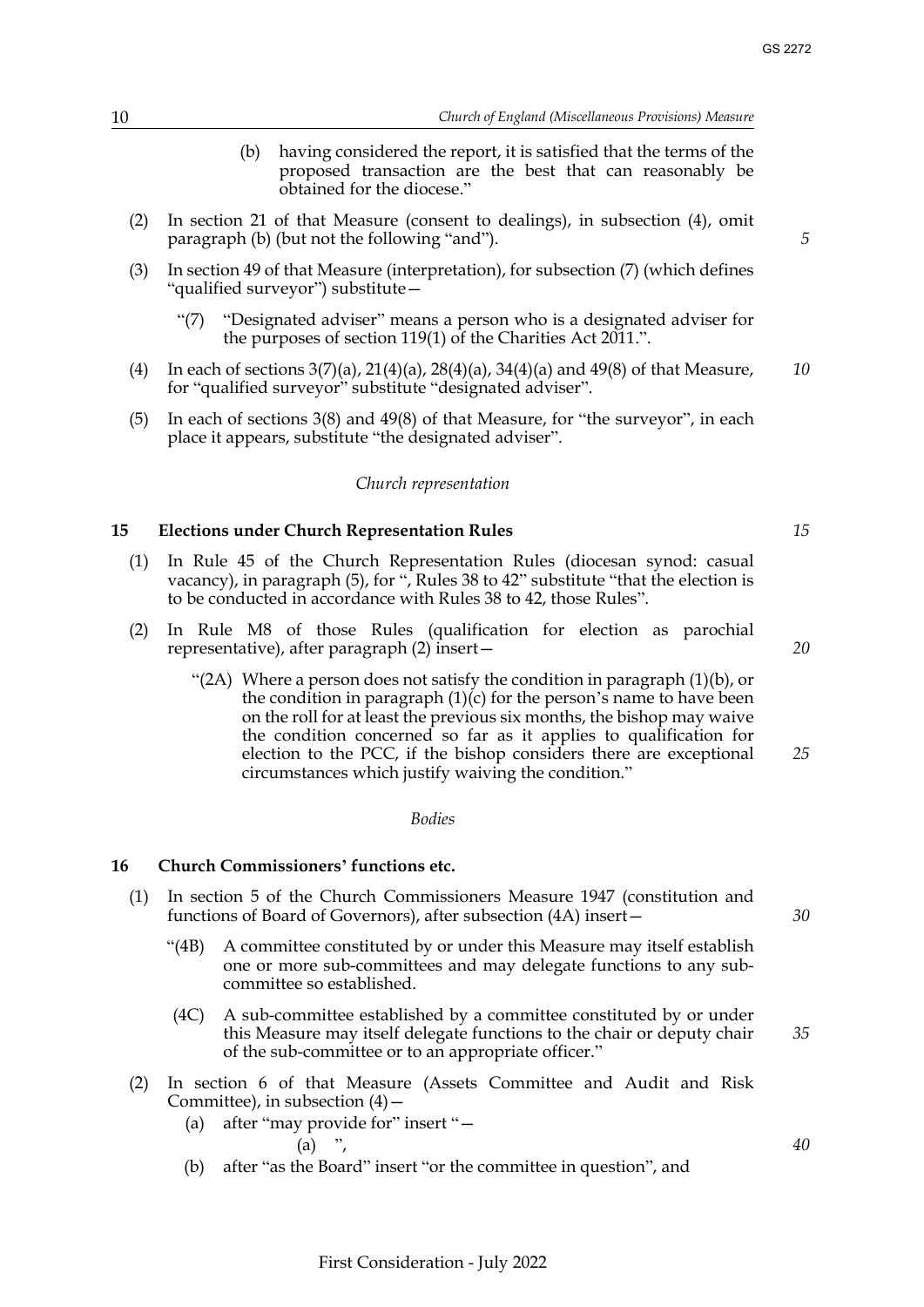(b) having considered the report, it is satisfied that the terms of the proposed transaction are the best that can reasonably be obtained for the diocese."

(2) In section 21 of that Measure (consent to dealings), in subsection (4), omit paragraph (b) (but not the following "and").

(3) In section 49 of that Measure (interpretation), for subsection (7) (which defines "qualified surveyor") substitute—

"(7) "Designated adviser" means a person who is a designated adviser for the purposes of section 119(1) of the Charities Act 2011.".

(4) In each of sections 3(7)(a), 21(4)(a), 28(4)(a), 34(4)(a) and 49(8) of that Measure, for "qualified surveyor" substitute "designated adviser".

(5) In each of sections 3(8) and 49(8) of that Measure, for "the surveyor", in each place it appears, substitute "the designated adviser".

*Church representation*

## 15 Elections under Church Representation Rules

(1) In Rule 45 of the Church Representation Rules (diocesan synod: casual vacancy), in paragraph (5), for ", Rules 38 to 42" substitute "that the election is to be conducted in accordance with Rules 38 to 42, those Rules".

(2) In Rule M8 of those Rules (qualification for election as parochial representative), after paragraph (2) insert—

"(2A) Where a person does not satisfy the condition in paragraph (1)(b), or the condition in paragraph (1)(c) for the person's name to have been on the roll for at least the previous six months, the bishop may waive the condition concerned so far as it applies to qualification for election to the PCC, if the bishop considers there are exceptional circumstances which justify waiving the condition."

*Bodies*

## 16 Church Commissioners' functions etc.

(1) In section 5 of the Church Commissioners Measure 1947 (constitution and functions of Board of Governors), after subsection (4A) insert—

"(4B) A committee constituted by or under this Measure may itself establish one or more sub-committees and may delegate functions to any sub-committee so established.

(4C) A sub-committee established by a committee constituted by or under this Measure may itself delegate functions to the chair or deputy chair of the sub-committee or to an appropriate officer."

(2) In section 6 of that Measure (Assets Committee and Audit and Risk Committee), in subsection (4)—

(a) after "may provide for" insert "—

(a) ",

(b) after "as the Board" insert "or the committee in question", and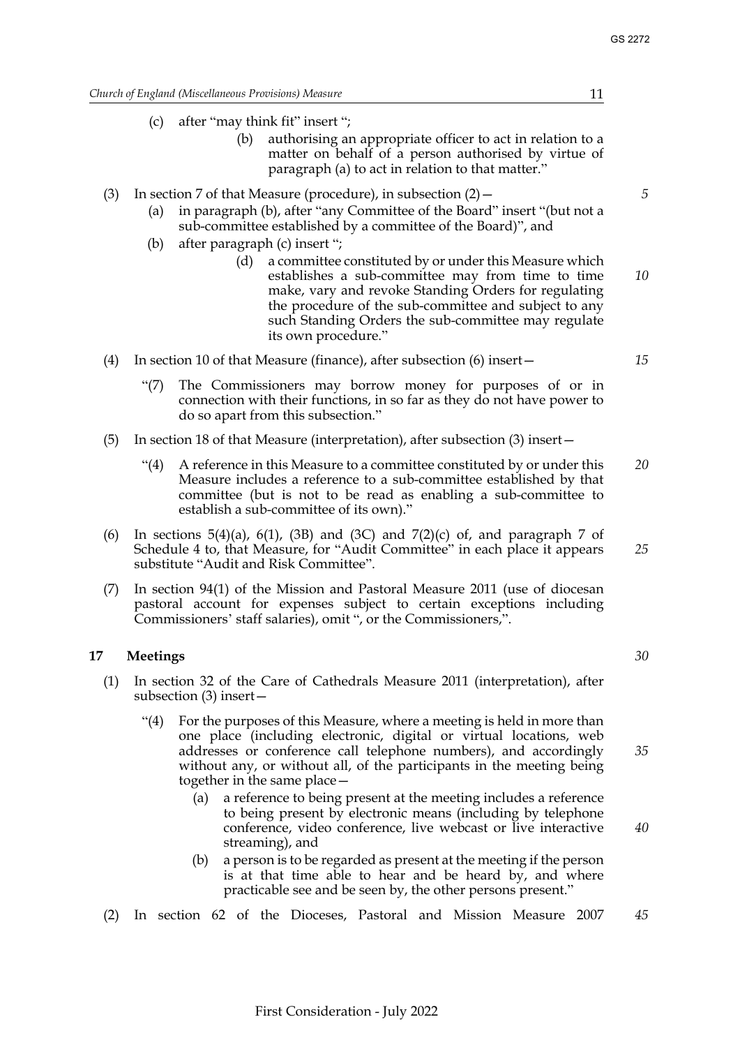(c) after "may think fit" insert ";

> (b) authorising an appropriate officer to act in relation to a matter on behalf of a person authorised by virtue of paragraph (a) to act in relation to that matter."

(3) In section 7 of that Measure (procedure), in subsection (2)—

(a) in paragraph (b), after "any Committee of the Board" insert "(but not a sub-committee established by a committee of the Board)", and

(b) after paragraph (c) insert ";

> (d) a committee constituted by or under this Measure which establishes a sub-committee may from time to time make, vary and revoke Standing Orders for regulating the procedure of the sub-committee and subject to any such Standing Orders the sub-committee may regulate its own procedure."

(4) In section 10 of that Measure (finance), after subsection (6) insert—

> "(7) The Commissioners may borrow money for purposes of or in connection with their functions, in so far as they do not have power to do so apart from this subsection."

(5) In section 18 of that Measure (interpretation), after subsection (3) insert—

> "(4) A reference in this Measure to a committee constituted by or under this Measure includes a reference to a sub-committee established by that committee (but is not to be read as enabling a sub-committee to establish a sub-committee of its own)."

(6) In sections 5(4)(a), 6(1), (3B) and (3C) and 7(2)(c) of, and paragraph 7 of Schedule 4 to, that Measure, for "Audit Committee" in each place it appears substitute "Audit and Risk Committee".

(7) In section 94(1) of the Mission and Pastoral Measure 2011 (use of diocesan pastoral account for expenses subject to certain exceptions including Commissioners' staff salaries), omit ", or the Commissioners,".

**17 Meetings**

(1) In section 32 of the Care of Cathedrals Measure 2011 (interpretation), after subsection (3) insert—

> "(4) For the purposes of this Measure, where a meeting is held in more than one place (including electronic, digital or virtual locations, web addresses or conference call telephone numbers), and accordingly without any, or without all, of the participants in the meeting being together in the same place—
>
> (a) a reference to being present at the meeting includes a reference to being present by electronic means (including by telephone conference, video conference, live webcast or live interactive streaming), and
>
> (b) a person is to be regarded as present at the meeting if the person is at that time able to hear and be heard by, and where practicable see and be seen by, the other persons present."

(2) In section 62 of the Dioceses, Pastoral and Mission Measure 2007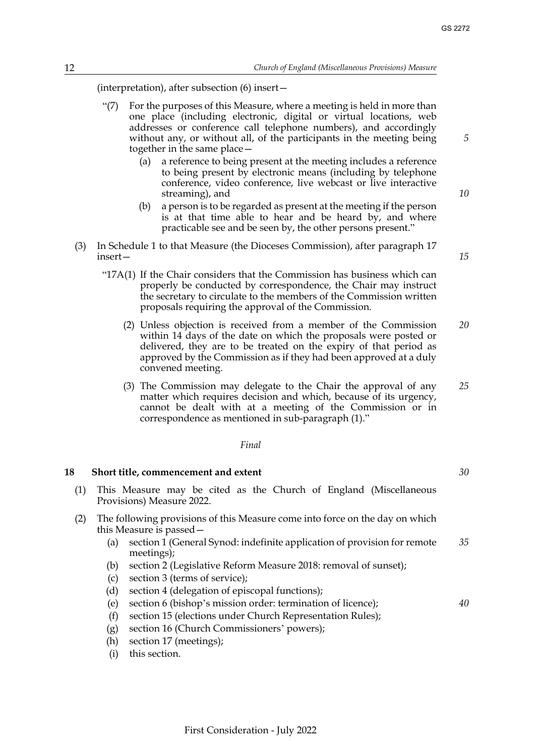(interpretation), after subsection (6) insert—

"(7) For the purposes of this Measure, where a meeting is held in more than one place (including electronic, digital or virtual locations, web addresses or conference call telephone numbers), and accordingly without any, or without all, of the participants in the meeting being together in the same place—

(a) a reference to being present at the meeting includes a reference to being present by electronic means (including by telephone conference, video conference, live webcast or live interactive streaming), and

(b) a person is to be regarded as present at the meeting if the person is at that time able to hear and be heard by, and where practicable see and be seen by, the other persons present."

(3) In Schedule 1 to that Measure (the Dioceses Commission), after paragraph 17 insert—

"17A(1) If the Chair considers that the Commission has business which can properly be conducted by correspondence, the Chair may instruct the secretary to circulate to the members of the Commission written proposals requiring the approval of the Commission.

(2) Unless objection is received from a member of the Commission within 14 days of the date on which the proposals were posted or delivered, they are to be treated on the expiry of that period as approved by the Commission as if they had been approved at a duly convened meeting.

(3) The Commission may delegate to the Chair the approval of any matter which requires decision and which, because of its urgency, cannot be dealt with at a meeting of the Commission or in correspondence as mentioned in sub-paragraph (1)."

*Final*

**18 Short title, commencement and extent**

(1) This Measure may be cited as the Church of England (Miscellaneous Provisions) Measure 2022.

(2) The following provisions of this Measure come into force on the day on which this Measure is passed—

(a) section 1 (General Synod: indefinite application of provision for remote meetings);

(b) section 2 (Legislative Reform Measure 2018: removal of sunset);

(c) section 3 (terms of service);

(d) section 4 (delegation of episcopal functions);

(e) section 6 (bishop's mission order: termination of licence);

(f) section 15 (elections under Church Representation Rules);

(g) section 16 (Church Commissioners' powers);

(h) section 17 (meetings);

(i) this section.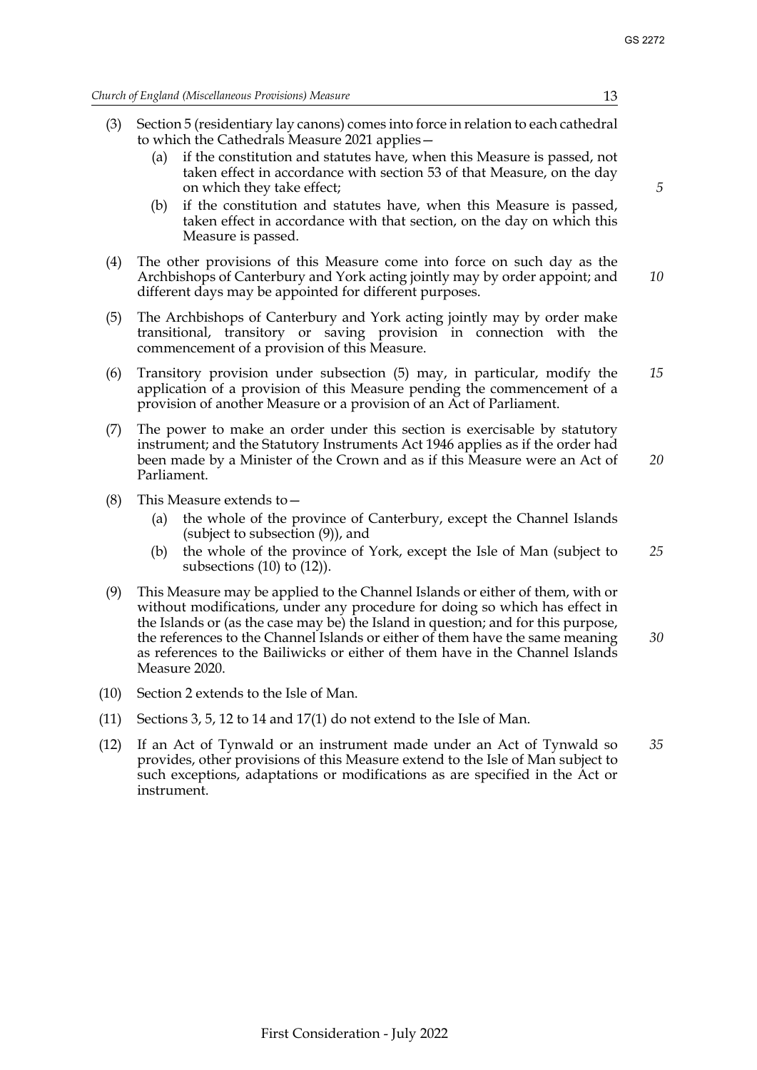(3) Section 5 (residentiary lay canons) comes into force in relation to each cathedral to which the Cathedrals Measure 2021 applies—

   (a) if the constitution and statutes have, when this Measure is passed, not taken effect in accordance with section 53 of that Measure, on the day on which they take effect;

   (b) if the constitution and statutes have, when this Measure is passed, taken effect in accordance with that section, on the day on which this Measure is passed.

(4) The other provisions of this Measure come into force on such day as the Archbishops of Canterbury and York acting jointly may by order appoint; and different days may be appointed for different purposes.

(5) The Archbishops of Canterbury and York acting jointly may by order make transitional, transitory or saving provision in connection with the commencement of a provision of this Measure.

(6) Transitory provision under subsection (5) may, in particular, modify the application of a provision of this Measure pending the commencement of a provision of another Measure or a provision of an Act of Parliament.

(7) The power to make an order under this section is exercisable by statutory instrument; and the Statutory Instruments Act 1946 applies as if the order had been made by a Minister of the Crown and as if this Measure were an Act of Parliament.

(8) This Measure extends to—

   (a) the whole of the province of Canterbury, except the Channel Islands (subject to subsection (9)), and

   (b) the whole of the province of York, except the Isle of Man (subject to subsections (10) to (12)).

(9) This Measure may be applied to the Channel Islands or either of them, with or without modifications, under any procedure for doing so which has effect in the Islands or (as the case may be) the Island in question; and for this purpose, the references to the Channel Islands or either of them have the same meaning as references to the Bailiwicks or either of them have in the Channel Islands Measure 2020.

(10) Section 2 extends to the Isle of Man.

(11) Sections 3, 5, 12 to 14 and 17(1) do not extend to the Isle of Man.

(12) If an Act of Tynwald or an instrument made under an Act of Tynwald so provides, other provisions of this Measure extend to the Isle of Man subject to such exceptions, adaptations or modifications as are specified in the Act or instrument.